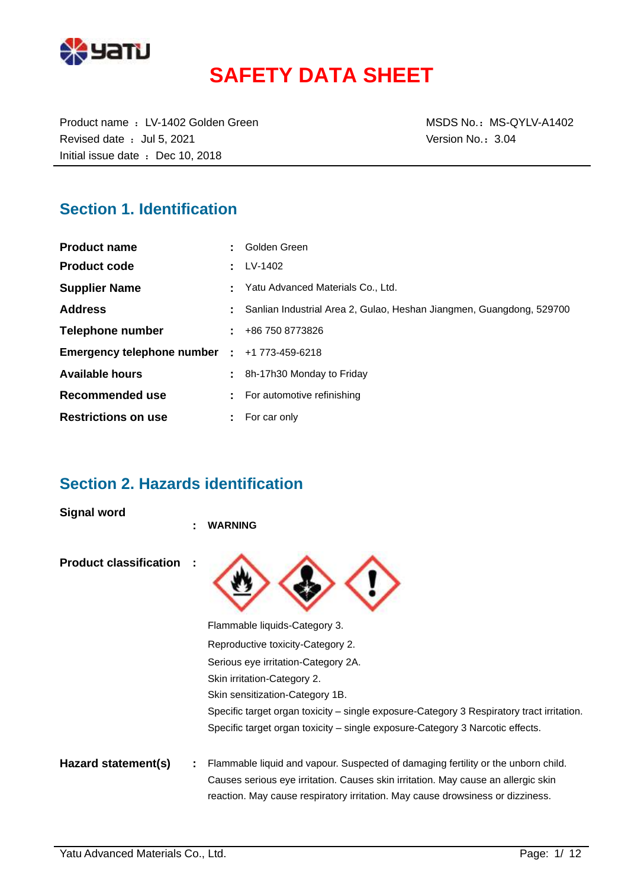# SAFETY DATA SHEET

Product name ： LV-1402 Golden Green
Revised date ： Jul 5, 2021
Initial issue date ： Dec 10, 2018

MSDS No.： MS-QYLV-A1402
Version No.： 3.04

## Section 1. Identification

| | | |
|---|---|---|
| **Product name** | : | Golden Green |
| **Product code** | : | LV-1402 |
| **Supplier Name** | : | Yatu Advanced Materials Co., Ltd. |
| **Address** | : | Sanlian Industrial Area 2, Gulao, Heshan Jiangmen, Guangdong, 529700 |
| **Telephone number** | : | +86 750 8773826 |
| **Emergency telephone number** | : | +1 773-459-6218 |
| **Available hours** | : | 8h-17h30 Monday to Friday |
| **Recommended use** | : | For automotive refinishing |
| **Restrictions on use** | : | For car only |

## Section 2. Hazards identification

**Signal word** : **WARNING**

**Product classification** :

Flammable liquids-Category 3.
Reproductive toxicity-Category 2.
Serious eye irritation-Category 2A.
Skin irritation-Category 2.
Skin sensitization-Category 1B.
Specific target organ toxicity – single exposure-Category 3 Respiratory tract irritation.
Specific target organ toxicity – single exposure-Category 3 Narcotic effects.

**Hazard statement(s)** : Flammable liquid and vapour. Suspected of damaging fertility or the unborn child. Causes serious eye irritation. Causes skin irritation. May cause an allergic skin reaction. May cause respiratory irritation. May cause drowsiness or dizziness.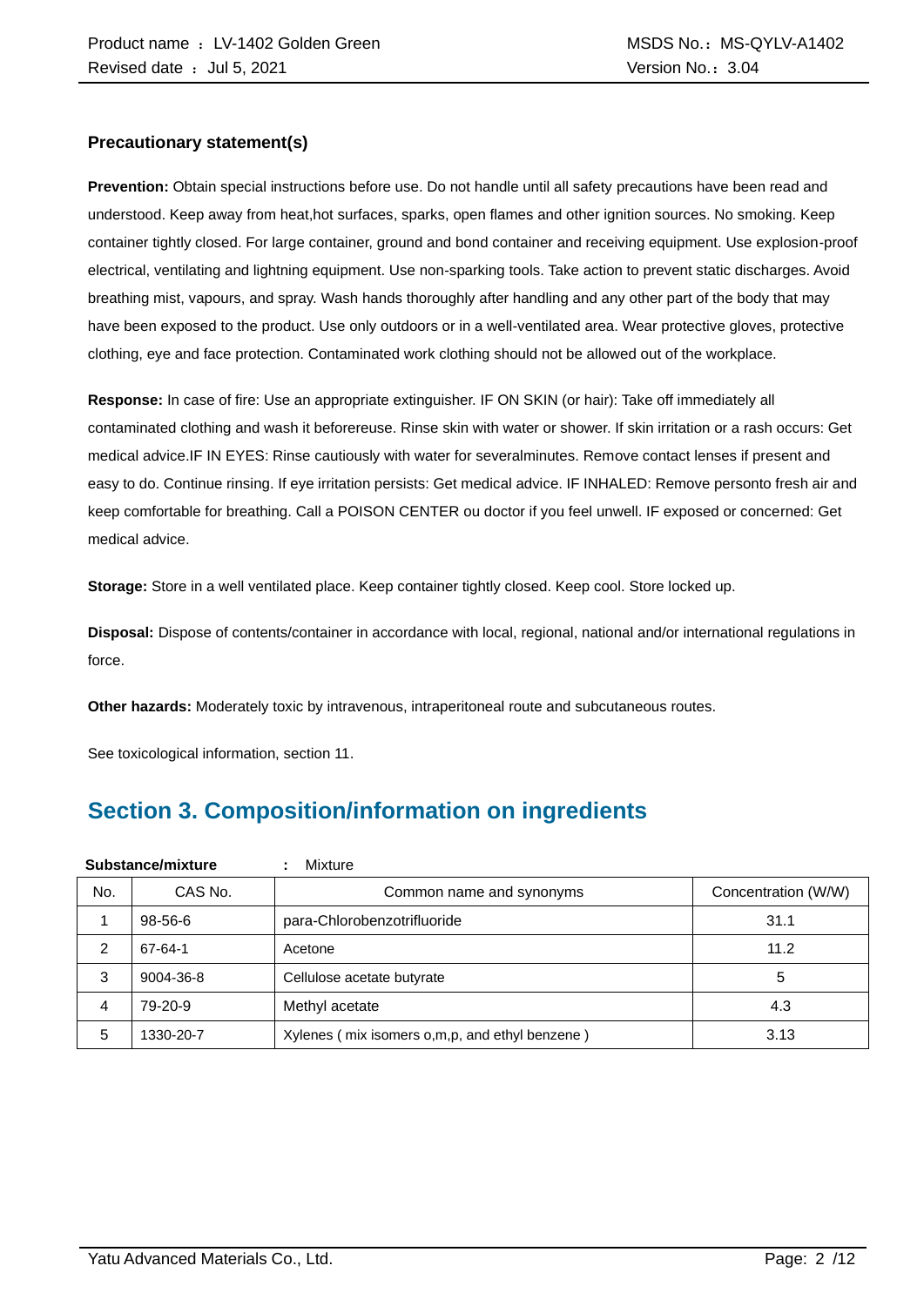### Precautionary statement(s)

**Prevention:** Obtain special instructions before use. Do not handle until all safety precautions have been read and understood. Keep away from heat,hot surfaces, sparks, open flames and other ignition sources. No smoking. Keep container tightly closed. For large container, ground and bond container and receiving equipment. Use explosion-proof electrical, ventilating and lightning equipment. Use non-sparking tools. Take action to prevent static discharges. Avoid breathing mist, vapours, and spray. Wash hands thoroughly after handling and any other part of the body that may have been exposed to the product. Use only outdoors or in a well-ventilated area. Wear protective gloves, protective clothing, eye and face protection. Contaminated work clothing should not be allowed out of the workplace.

**Response:** In case of fire: Use an appropriate extinguisher. IF ON SKIN (or hair): Take off immediately all contaminated clothing and wash it beforereuse. Rinse skin with water or shower. If skin irritation or a rash occurs: Get medical advice.IF IN EYES: Rinse cautiously with water for severalminutes. Remove contact lenses if present and easy to do. Continue rinsing. If eye irritation persists: Get medical advice. IF INHALED: Remove personto fresh air and keep comfortable for breathing. Call a POISON CENTER ou doctor if you feel unwell. IF exposed or concerned: Get medical advice.

**Storage:** Store in a well ventilated place. Keep container tightly closed. Keep cool. Store locked up.

**Disposal:** Dispose of contents/container in accordance with local, regional, national and/or international regulations in force.

**Other hazards:** Moderately toxic by intravenous, intraperitoneal route and subcutaneous routes.

See toxicological information, section 11.

## Section 3. Composition/information on ingredients

**Substance/mixture** : Mixture

| No. | CAS No. | Common name and synonyms | Concentration (W/W) |
|---|---|---|---|
| 1 | 98-56-6 | para-Chlorobenzotrifluoride | 31.1 |
| 2 | 67-64-1 | Acetone | 11.2 |
| 3 | 9004-36-8 | Cellulose acetate butyrate | 5 |
| 4 | 79-20-9 | Methyl acetate | 4.3 |
| 5 | 1330-20-7 | Xylenes ( mix isomers o,m,p, and ethyl benzene ) | 3.13 |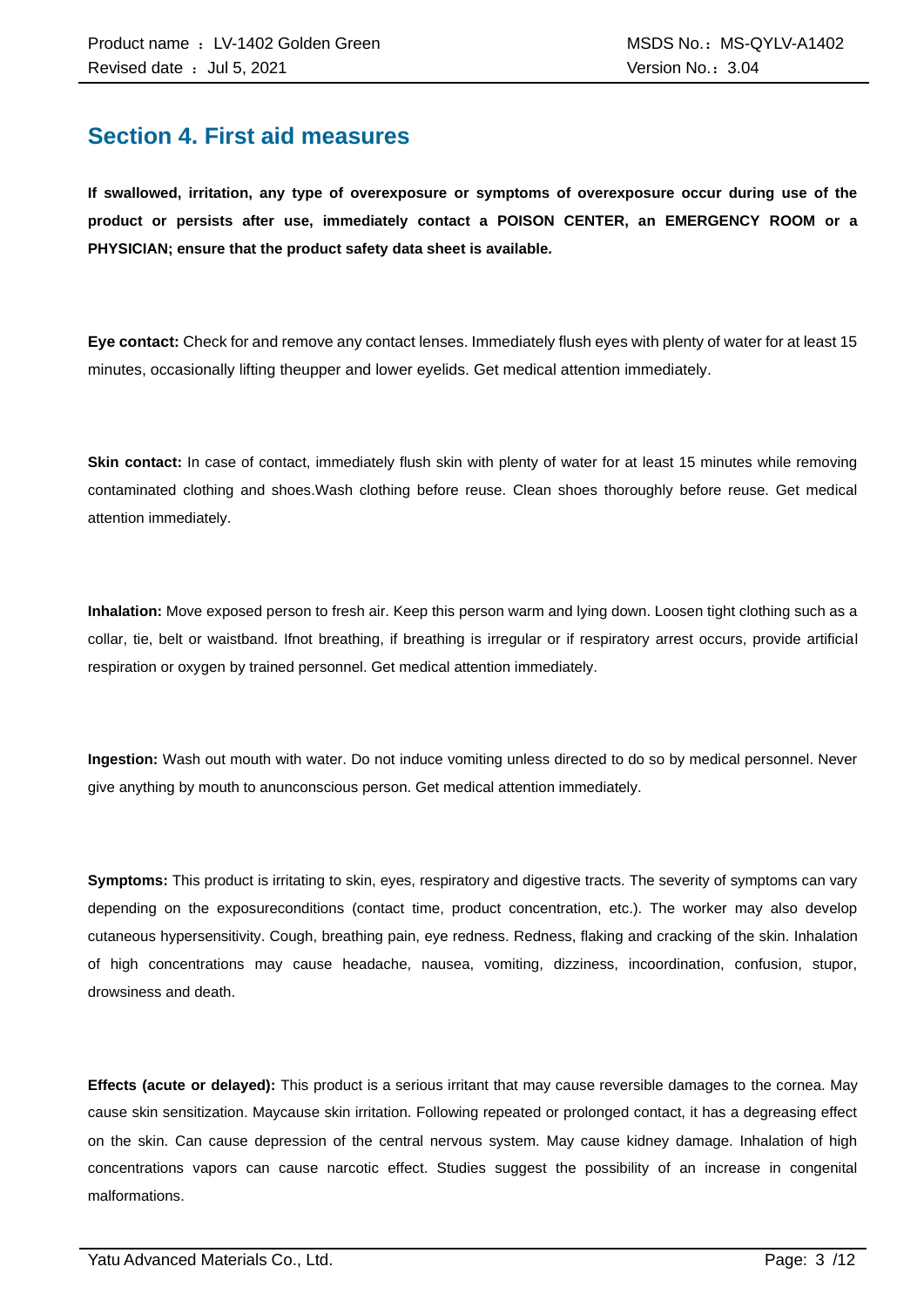## Section 4. First aid measures

**If swallowed, irritation, any type of overexposure or symptoms of overexposure occur during use of the product or persists after use, immediately contact a POISON CENTER, an EMERGENCY ROOM or a PHYSICIAN; ensure that the product safety data sheet is available.**

**Eye contact:** Check for and remove any contact lenses. Immediately flush eyes with plenty of water for at least 15 minutes, occasionally lifting theupper and lower eyelids. Get medical attention immediately.

**Skin contact:** In case of contact, immediately flush skin with plenty of water for at least 15 minutes while removing contaminated clothing and shoes.Wash clothing before reuse. Clean shoes thoroughly before reuse. Get medical attention immediately.

**Inhalation:** Move exposed person to fresh air. Keep this person warm and lying down. Loosen tight clothing such as a collar, tie, belt or waistband. Ifnot breathing, if breathing is irregular or if respiratory arrest occurs, provide artificial respiration or oxygen by trained personnel. Get medical attention immediately.

**Ingestion:** Wash out mouth with water. Do not induce vomiting unless directed to do so by medical personnel. Never give anything by mouth to anunconscious person. Get medical attention immediately.

**Symptoms:** This product is irritating to skin, eyes, respiratory and digestive tracts. The severity of symptoms can vary depending on the exposureconditions (contact time, product concentration, etc.). The worker may also develop cutaneous hypersensitivity. Cough, breathing pain, eye redness. Redness, flaking and cracking of the skin. Inhalation of high concentrations may cause headache, nausea, vomiting, dizziness, incoordination, confusion, stupor, drowsiness and death.

**Effects (acute or delayed):** This product is a serious irritant that may cause reversible damages to the cornea. May cause skin sensitization. Maycause skin irritation. Following repeated or prolonged contact, it has a degreasing effect on the skin. Can cause depression of the central nervous system. May cause kidney damage. Inhalation of high concentrations vapors can cause narcotic effect. Studies suggest the possibility of an increase in congenital malformations.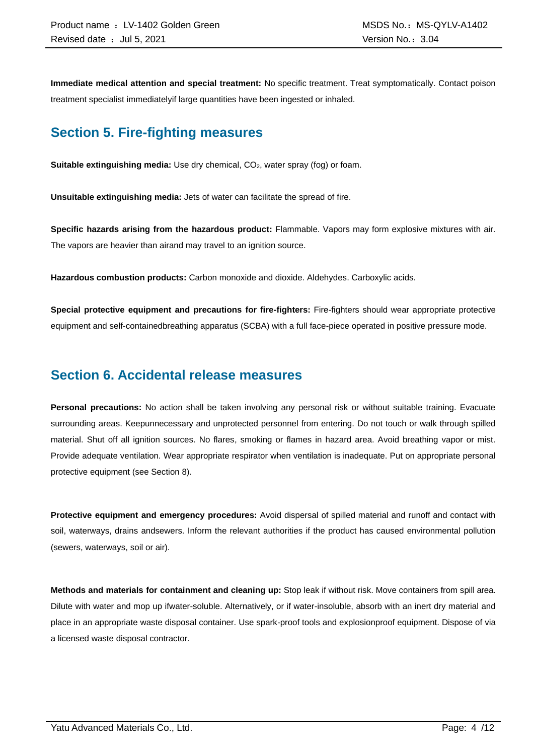**Immediate medical attention and special treatment:** No specific treatment. Treat symptomatically. Contact poison treatment specialist immediatelyif large quantities have been ingested or inhaled.

## Section 5. Fire-fighting measures

**Suitable extinguishing media:** Use dry chemical, $CO_2$, water spray (fog) or foam.

**Unsuitable extinguishing media:** Jets of water can facilitate the spread of fire.

**Specific hazards arising from the hazardous product:** Flammable. Vapors may form explosive mixtures with air. The vapors are heavier than airand may travel to an ignition source.

**Hazardous combustion products:** Carbon monoxide and dioxide. Aldehydes. Carboxylic acids.

**Special protective equipment and precautions for fire-fighters:** Fire-fighters should wear appropriate protective equipment and self-containedbreathing apparatus (SCBA) with a full face-piece operated in positive pressure mode.

## Section 6. Accidental release measures

**Personal precautions:** No action shall be taken involving any personal risk or without suitable training. Evacuate surrounding areas. Keepunnecessary and unprotected personnel from entering. Do not touch or walk through spilled material. Shut off all ignition sources. No flares, smoking or flames in hazard area. Avoid breathing vapor or mist. Provide adequate ventilation. Wear appropriate respirator when ventilation is inadequate. Put on appropriate personal protective equipment (see Section 8).

**Protective equipment and emergency procedures:** Avoid dispersal of spilled material and runoff and contact with soil, waterways, drains andsewers. Inform the relevant authorities if the product has caused environmental pollution (sewers, waterways, soil or air).

**Methods and materials for containment and cleaning up:** Stop leak if without risk. Move containers from spill area. Dilute with water and mop up ifwater-soluble. Alternatively, or if water-insoluble, absorb with an inert dry material and place in an appropriate waste disposal container. Use spark-proof tools and explosionproof equipment. Dispose of via a licensed waste disposal contractor.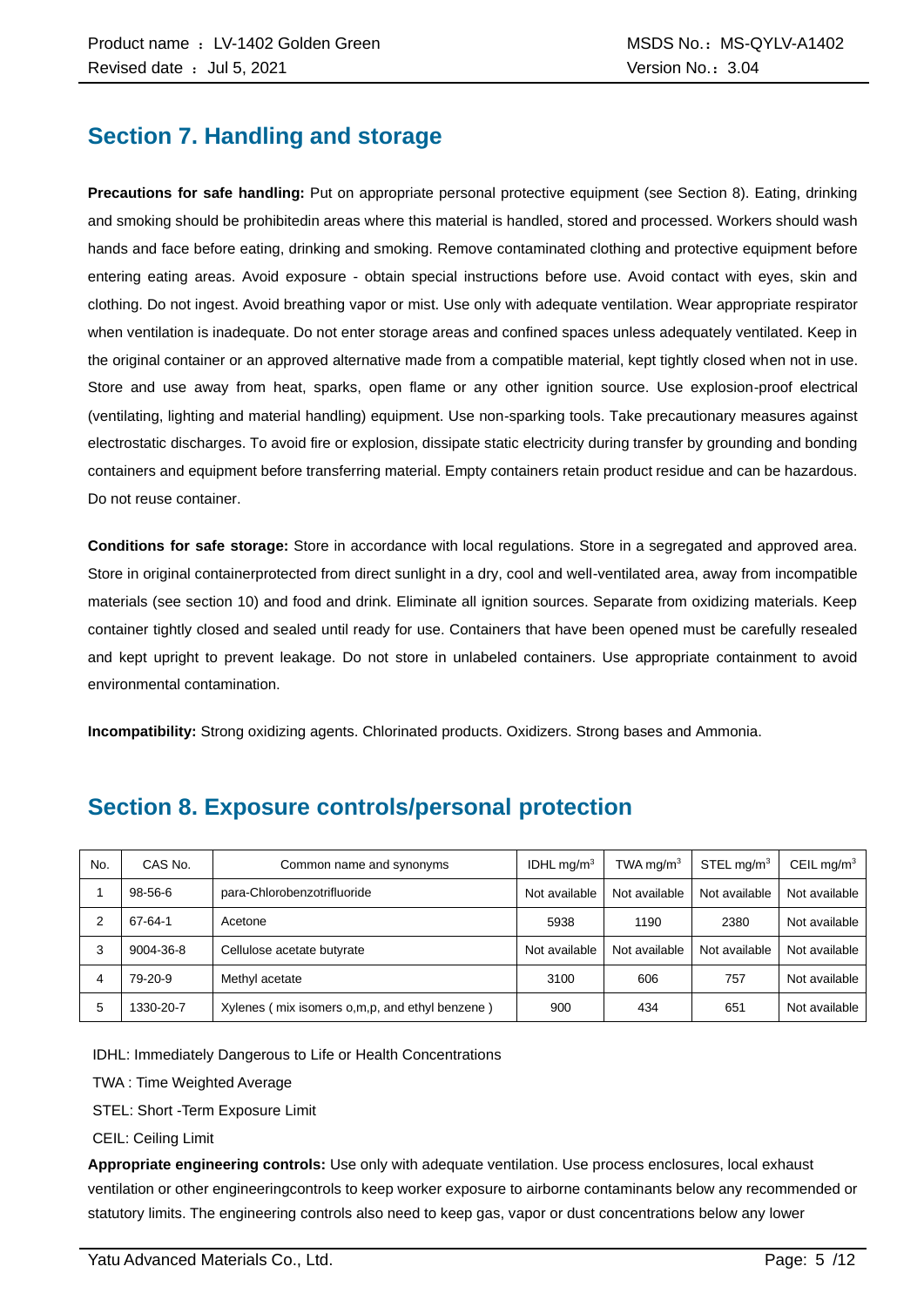## Section 7. Handling and storage

**Precautions for safe handling:** Put on appropriate personal protective equipment (see Section 8). Eating, drinking and smoking should be prohibitedin areas where this material is handled, stored and processed. Workers should wash hands and face before eating, drinking and smoking. Remove contaminated clothing and protective equipment before entering eating areas. Avoid exposure - obtain special instructions before use. Avoid contact with eyes, skin and clothing. Do not ingest. Avoid breathing vapor or mist. Use only with adequate ventilation. Wear appropriate respirator when ventilation is inadequate. Do not enter storage areas and confined spaces unless adequately ventilated. Keep in the original container or an approved alternative made from a compatible material, kept tightly closed when not in use. Store and use away from heat, sparks, open flame or any other ignition source. Use explosion-proof electrical (ventilating, lighting and material handling) equipment. Use non-sparking tools. Take precautionary measures against electrostatic discharges. To avoid fire or explosion, dissipate static electricity during transfer by grounding and bonding containers and equipment before transferring material. Empty containers retain product residue and can be hazardous. Do not reuse container.

**Conditions for safe storage:** Store in accordance with local regulations. Store in a segregated and approved area. Store in original containerprotected from direct sunlight in a dry, cool and well-ventilated area, away from incompatible materials (see section 10) and food and drink. Eliminate all ignition sources. Separate from oxidizing materials. Keep container tightly closed and sealed until ready for use. Containers that have been opened must be carefully resealed and kept upright to prevent leakage. Do not store in unlabeled containers. Use appropriate containment to avoid environmental contamination.

**Incompatibility:** Strong oxidizing agents. Chlorinated products. Oxidizers. Strong bases and Ammonia.

## Section 8. Exposure controls/personal protection

| No. | CAS No. | Common name and synonyms | IDHL mg/m$^3$ | TWA mg/m$^3$ | STEL mg/m$^3$ | CEIL mg/m$^3$ |
|---|---|---|---|---|---|---|
| 1 | 98-56-6 | para-Chlorobenzotrifluoride | Not available | Not available | Not available | Not available |
| 2 | 67-64-1 | Acetone | 5938 | 1190 | 2380 | Not available |
| 3 | 9004-36-8 | Cellulose acetate butyrate | Not available | Not available | Not available | Not available |
| 4 | 79-20-9 | Methyl acetate | 3100 | 606 | 757 | Not available |
| 5 | 1330-20-7 | Xylenes ( mix isomers o,m,p, and ethyl benzene ) | 900 | 434 | 651 | Not available |

IDHL: Immediately Dangerous to Life or Health Concentrations

TWA : Time Weighted Average

STEL: Short -Term Exposure Limit

CEIL: Ceiling Limit

**Appropriate engineering controls:** Use only with adequate ventilation. Use process enclosures, local exhaust ventilation or other engineeringcontrols to keep worker exposure to airborne contaminants below any recommended or statutory limits. The engineering controls also need to keep gas, vapor or dust concentrations below any lower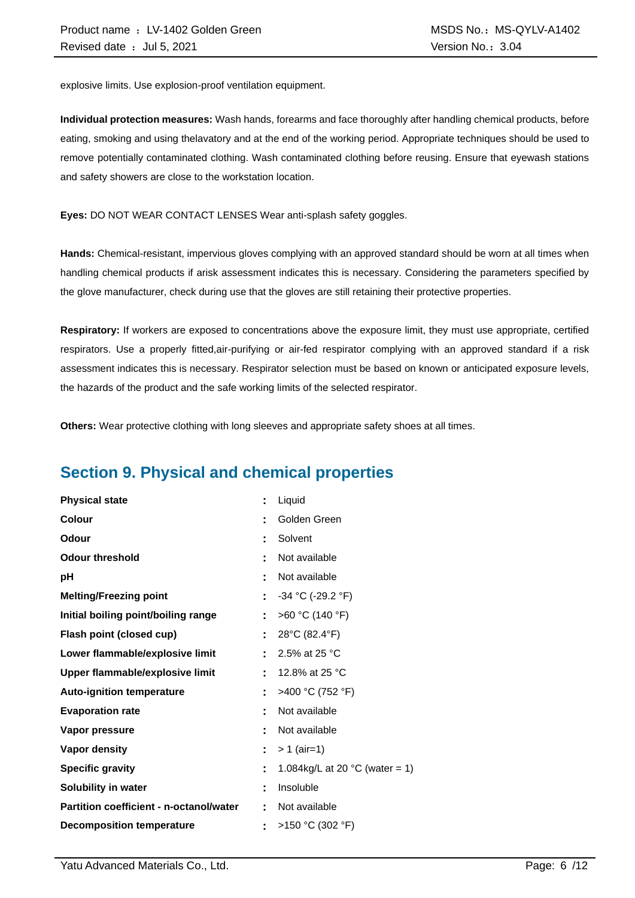explosive limits. Use explosion-proof ventilation equipment.

**Individual protection measures:** Wash hands, forearms and face thoroughly after handling chemical products, before eating, smoking and using thelavatory and at the end of the working period. Appropriate techniques should be used to remove potentially contaminated clothing. Wash contaminated clothing before reusing. Ensure that eyewash stations and safety showers are close to the workstation location.

**Eyes:** DO NOT WEAR CONTACT LENSES Wear anti-splash safety goggles.

**Hands:** Chemical-resistant, impervious gloves complying with an approved standard should be worn at all times when handling chemical products if arisk assessment indicates this is necessary. Considering the parameters specified by the glove manufacturer, check during use that the gloves are still retaining their protective properties.

**Respiratory:** If workers are exposed to concentrations above the exposure limit, they must use appropriate, certified respirators. Use a properly fitted,air-purifying or air-fed respirator complying with an approved standard if a risk assessment indicates this is necessary. Respirator selection must be based on known or anticipated exposure levels, the hazards of the product and the safe working limits of the selected respirator.

**Others:** Wear protective clothing with long sleeves and appropriate safety shoes at all times.

## Section 9. Physical and chemical properties

| | | |
|---|---|---|
| **Physical state** | : | Liquid |
| **Colour** | : | Golden Green |
| **Odour** | : | Solvent |
| **Odour threshold** | : | Not available |
| **pH** | : | Not available |
| **Melting/Freezing point** | : | -34 °C (-29.2 °F) |
| **Initial boiling point/boiling range** | : | >60 °C (140 °F) |
| **Flash point (closed cup)** | : | 28°C (82.4°F) |
| **Lower flammable/explosive limit** | : | 2.5% at 25 °C |
| **Upper flammable/explosive limit** | : | 12.8% at 25 °C |
| **Auto-ignition temperature** | : | >400 °C (752 °F) |
| **Evaporation rate** | : | Not available |
| **Vapor pressure** | : | Not available |
| **Vapor density** | : | > 1 (air=1) |
| **Specific gravity** | : | 1.084kg/L at 20 °C (water = 1) |
| **Solubility in water** | : | Insoluble |
| **Partition coefficient - n-octanol/water** | : | Not available |
| **Decomposition temperature** | : | >150 °C (302 °F) |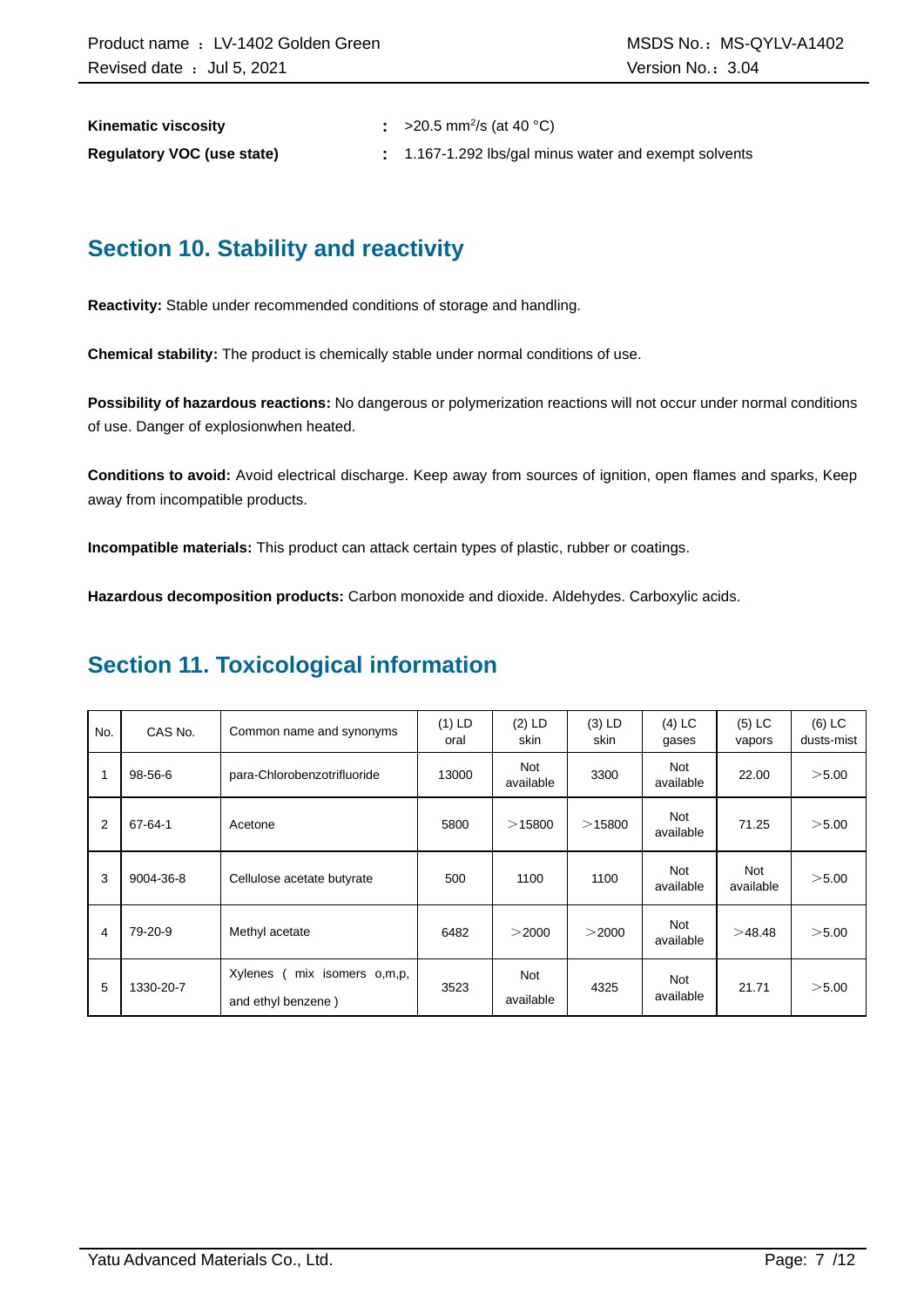**Kinematic viscosity** : >20.5 $mm^2/s$ (at 40 °C)

**Regulatory VOC (use state)** : 1.167-1.292 lbs/gal minus water and exempt solvents

## Section 10. Stability and reactivity

**Reactivity:** Stable under recommended conditions of storage and handling.

**Chemical stability:** The product is chemically stable under normal conditions of use.

**Possibility of hazardous reactions:** No dangerous or polymerization reactions will not occur under normal conditions of use. Danger of explosionwhen heated.

**Conditions to avoid:** Avoid electrical discharge. Keep away from sources of ignition, open flames and sparks, Keep away from incompatible products.

**Incompatible materials:** This product can attack certain types of plastic, rubber or coatings.

**Hazardous decomposition products:** Carbon monoxide and dioxide. Aldehydes. Carboxylic acids.

## Section 11. Toxicological information

| No. | CAS No. | Common name and synonyms | (1) LD oral | (2) LD skin | (3) LD skin | (4) LC gases | (5) LC vapors | (6) LC dusts-mist |
|---|---|---|---|---|---|---|---|---|
| 1 | 98-56-6 | para-Chlorobenzotrifluoride | 13000 | Not available | 3300 | Not available | 22.00 | ＞5.00 |
| 2 | 67-64-1 | Acetone | 5800 | ＞15800 | ＞15800 | Not available | 71.25 | ＞5.00 |
| 3 | 9004-36-8 | Cellulose acetate butyrate | 500 | 1100 | 1100 | Not available | Not available | ＞5.00 |
| 4 | 79-20-9 | Methyl acetate | 6482 | ＞2000 | ＞2000 | Not available | ＞48.48 | ＞5.00 |
| 5 | 1330-20-7 | Xylenes ( mix isomers o,m,p, and ethyl benzene ) | 3523 | Not available | 4325 | Not available | 21.71 | ＞5.00 |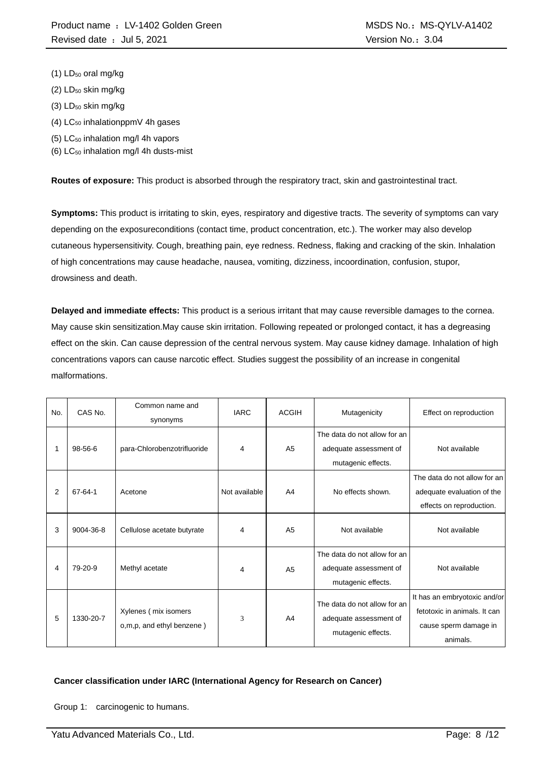(1) $LD_{50}$ oral mg/kg

(2) $LD_{50}$ skin mg/kg

(3) $LD_{50}$ skin mg/kg

(4) $LC_{50}$ inhalationppmV 4h gases

(5) $LC_{50}$ inhalation mg/l 4h vapors

(6) $LC_{50}$ inhalation mg/l 4h dusts-mist

**Routes of exposure:** This product is absorbed through the respiratory tract, skin and gastrointestinal tract.

**Symptoms:** This product is irritating to skin, eyes, respiratory and digestive tracts. The severity of symptoms can vary depending on the exposureconditions (contact time, product concentration, etc.). The worker may also develop cutaneous hypersensitivity. Cough, breathing pain, eye redness. Redness, flaking and cracking of the skin. Inhalation of high concentrations may cause headache, nausea, vomiting, dizziness, incoordination, confusion, stupor, drowsiness and death.

**Delayed and immediate effects:** This product is a serious irritant that may cause reversible damages to the cornea. May cause skin sensitization.May cause skin irritation. Following repeated or prolonged contact, it has a degreasing effect on the skin. Can cause depression of the central nervous system. May cause kidney damage. Inhalation of high concentrations vapors can cause narcotic effect. Studies suggest the possibility of an increase in congenital malformations.

| No. | CAS No. | Common name and synonyms | IARC | ACGIH | Mutagenicity | Effect on reproduction |
|---|---|---|---|---|---|---|
| 1 | 98-56-6 | para-Chlorobenzotrifluoride | 4 | A5 | The data do not allow for an adequate assessment of mutagenic effects. | Not available |
| 2 | 67-64-1 | Acetone | Not available | A4 | No effects shown. | The data do not allow for an adequate evaluation of the effects on reproduction. |
| 3 | 9004-36-8 | Cellulose acetate butyrate | 4 | A5 | Not available | Not available |
| 4 | 79-20-9 | Methyl acetate | 4 | A5 | The data do not allow for an adequate assessment of mutagenic effects. | Not available |
| 5 | 1330-20-7 | Xylenes ( mix isomers o,m,p, and ethyl benzene ) | 3 | A4 | The data do not allow for an adequate assessment of mutagenic effects. | It has an embryotoxic and/or fetotoxic in animals. It can cause sperm damage in animals. |

**Cancer classification under IARC (International Agency for Research on Cancer)**

Group 1: carcinogenic to humans.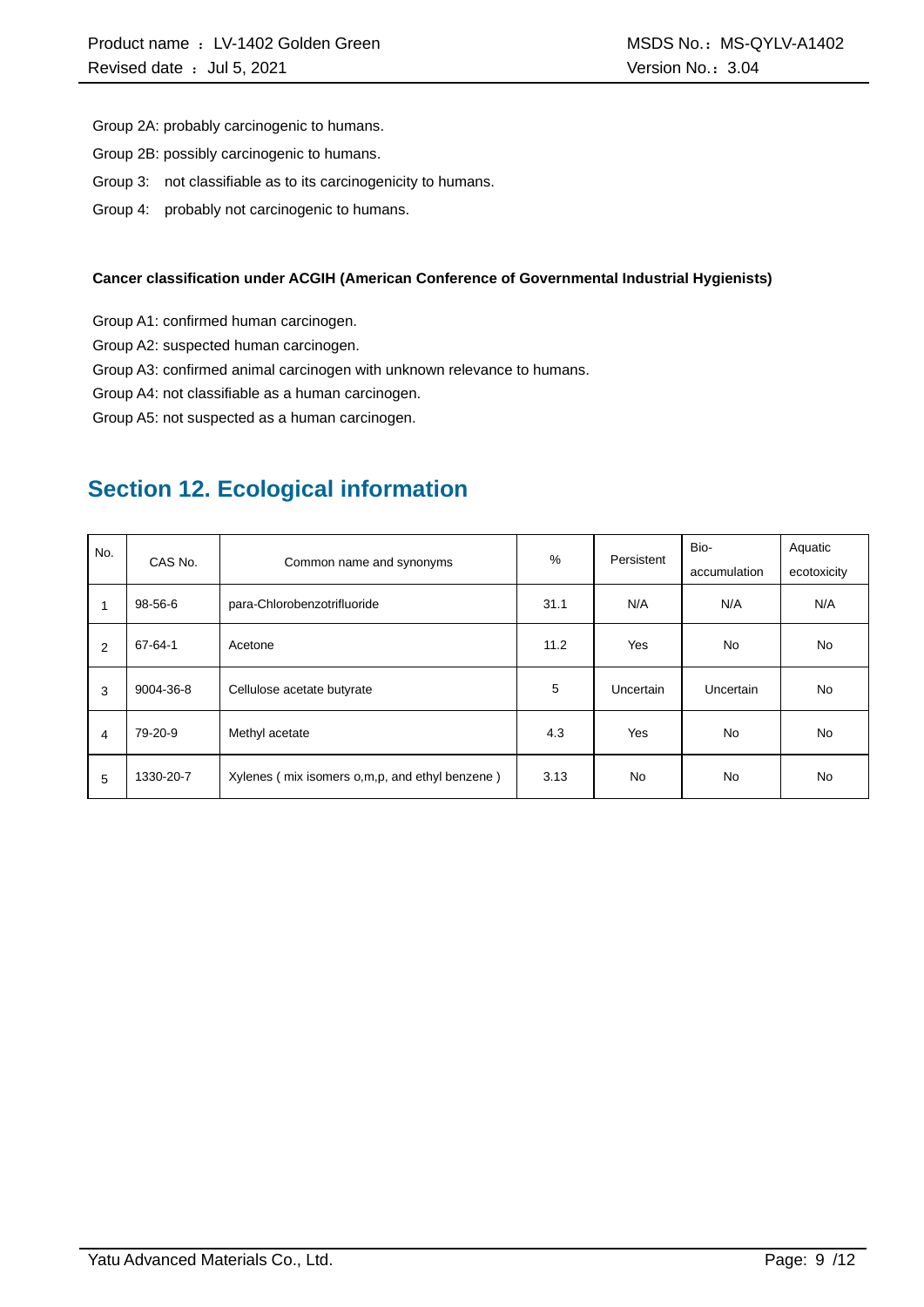Group 2A: probably carcinogenic to humans.

Group 2B: possibly carcinogenic to humans.

Group 3: not classifiable as to its carcinogenicity to humans.

Group 4: probably not carcinogenic to humans.

**Cancer classification under ACGIH (American Conference of Governmental Industrial Hygienists)**

Group A1: confirmed human carcinogen.

Group A2: suspected human carcinogen.

Group A3: confirmed animal carcinogen with unknown relevance to humans.

Group A4: not classifiable as a human carcinogen.

Group A5: not suspected as a human carcinogen.

## Section 12. Ecological information

| No. | CAS No. | Common name and synonyms | % | Persistent | Bio-accumulation | Aquatic ecotoxicity |
|---|---|---|---|---|---|---|
| 1 | 98-56-6 | para-Chlorobenzotrifluoride | 31.1 | N/A | N/A | N/A |
| 2 | 67-64-1 | Acetone | 11.2 | Yes | No | No |
| 3 | 9004-36-8 | Cellulose acetate butyrate | 5 | Uncertain | Uncertain | No |
| 4 | 79-20-9 | Methyl acetate | 4.3 | Yes | No | No |
| 5 | 1330-20-7 | Xylenes ( mix isomers o,m,p, and ethyl benzene ) | 3.13 | No | No | No |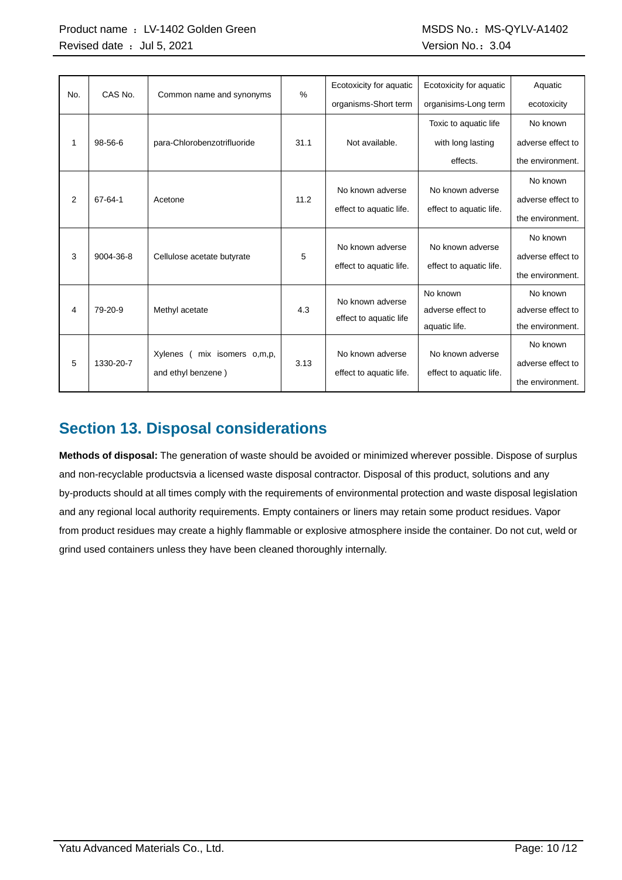| No. | CAS No. | Common name and synonyms | % | Ecotoxicity for aquatic organisms-Short term | Ecotoxicity for aquatic organisims-Long term | Aquatic ecotoxicity |
|---|---|---|---|---|---|---|
| 1 | 98-56-6 | para-Chlorobenzotrifluoride | 31.1 | Not available. | Toxic to aquatic life with long lasting effects. | No known adverse effect to the environment. |
| 2 | 67-64-1 | Acetone | 11.2 | No known adverse effect to aquatic life. | No known adverse effect to aquatic life. | No known adverse effect to the environment. |
| 3 | 9004-36-8 | Cellulose acetate butyrate | 5 | No known adverse effect to aquatic life. | No known adverse effect to aquatic life. | No known adverse effect to the environment. |
| 4 | 79-20-9 | Methyl acetate | 4.3 | No known adverse effect to aquatic life | No known adverse effect to aquatic life. | No known adverse effect to the environment. |
| 5 | 1330-20-7 | Xylenes ( mix isomers o,m,p, and ethyl benzene ) | 3.13 | No known adverse effect to aquatic life. | No known adverse effect to aquatic life. | No known adverse effect to the environment. |

## Section 13. Disposal considerations

**Methods of disposal:** The generation of waste should be avoided or minimized wherever possible. Dispose of surplus and non-recyclable productsvia a licensed waste disposal contractor. Disposal of this product, solutions and any by-products should at all times comply with the requirements of environmental protection and waste disposal legislation and any regional local authority requirements. Empty containers or liners may retain some product residues. Vapor from product residues may create a highly flammable or explosive atmosphere inside the container. Do not cut, weld or grind used containers unless they have been cleaned thoroughly internally.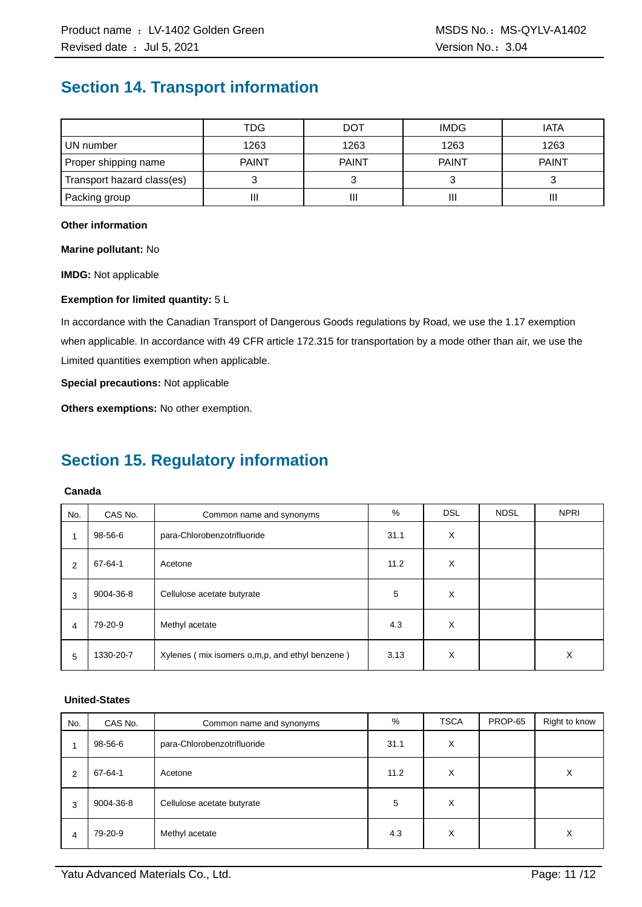## Section 14. Transport information

| | TDG | DOT | IMDG | IATA |
|---|---|---|---|---|
| UN number | 1263 | 1263 | 1263 | 1263 |
| Proper shipping name | PAINT | PAINT | PAINT | PAINT |
| Transport hazard class(es) | 3 | 3 | 3 | 3 |
| Packing group | III | III | III | III |

**Other information**

**Marine pollutant:** No

**IMDG:** Not applicable

**Exemption for limited quantity:** 5 L

In accordance with the Canadian Transport of Dangerous Goods regulations by Road, we use the 1.17 exemption when applicable. In accordance with 49 CFR article 172.315 for transportation by a mode other than air, we use the Limited quantities exemption when applicable.

**Special precautions:** Not applicable

**Others exemptions:** No other exemption.

## Section 15. Regulatory information

**Canada**

| No. | CAS No. | Common name and synonyms | % | DSL | NDSL | NPRI |
|---|---|---|---|---|---|---|
| 1 | 98-56-6 | para-Chlorobenzotrifluoride | 31.1 | X | | |
| 2 | 67-64-1 | Acetone | 11.2 | X | | |
| 3 | 9004-36-8 | Cellulose acetate butyrate | 5 | X | | |
| 4 | 79-20-9 | Methyl acetate | 4.3 | X | | |
| 5 | 1330-20-7 | Xylenes ( mix isomers o,m,p, and ethyl benzene ) | 3.13 | X | | X |

**United-States**

| No. | CAS No. | Common name and synonyms | % | TSCA | PROP-65 | Right to know |
|---|---|---|---|---|---|---|
| 1 | 98-56-6 | para-Chlorobenzotrifluoride | 31.1 | X | | |
| 2 | 67-64-1 | Acetone | 11.2 | X | | X |
| 3 | 9004-36-8 | Cellulose acetate butyrate | 5 | X | | |
| 4 | 79-20-9 | Methyl acetate | 4.3 | X | | X |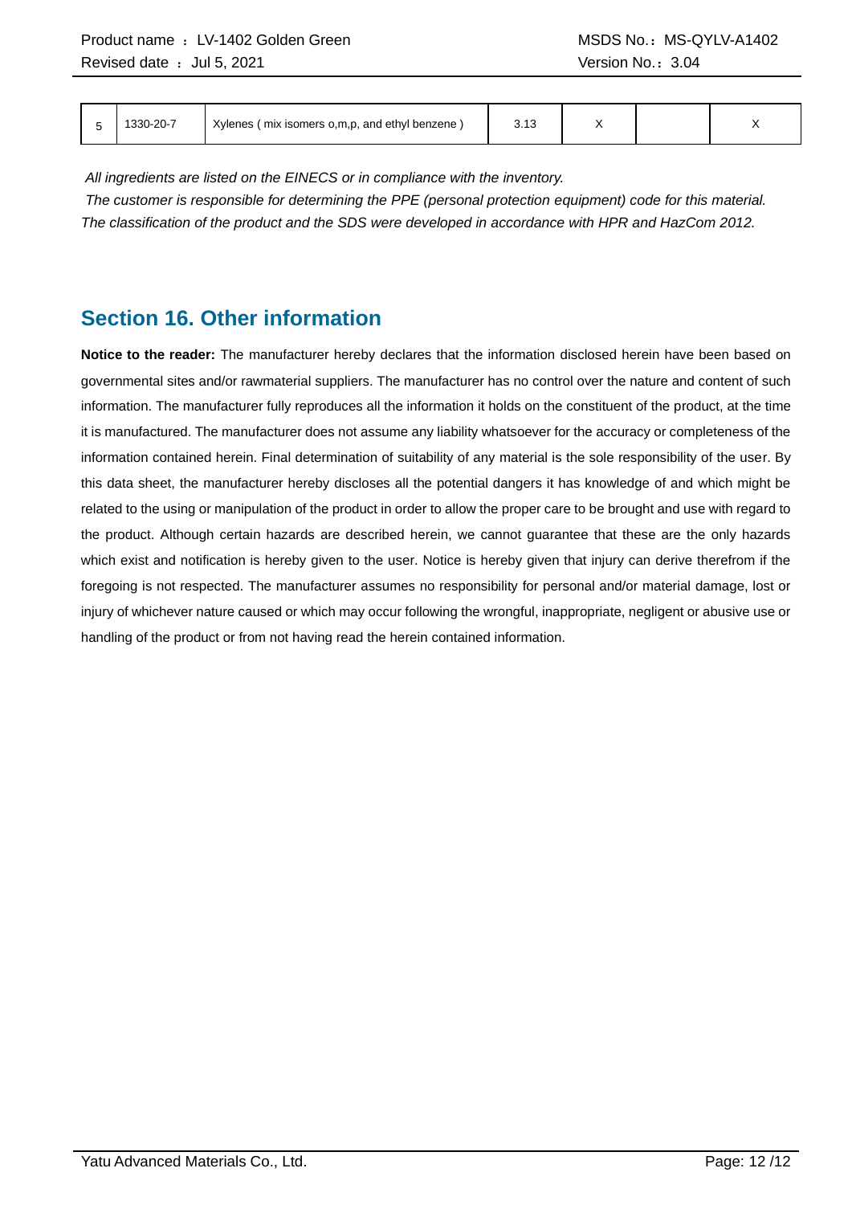| | | | | | | |
|---|---|---|---|---|---|---|
| 5 | 1330-20-7 | Xylenes ( mix isomers o,m,p, and ethyl benzene ) | 3.13 | X | | X |

*All ingredients are listed on the EINECS or in compliance with the inventory.*

*The customer is responsible for determining the PPE (personal protection equipment) code for this material.*

*The classification of the product and the SDS were developed in accordance with HPR and HazCom 2012.*

## Section 16. Other information

**Notice to the reader:** The manufacturer hereby declares that the information disclosed herein have been based on governmental sites and/or rawmaterial suppliers. The manufacturer has no control over the nature and content of such information. The manufacturer fully reproduces all the information it holds on the constituent of the product, at the time it is manufactured. The manufacturer does not assume any liability whatsoever for the accuracy or completeness of the information contained herein. Final determination of suitability of any material is the sole responsibility of the user. By this data sheet, the manufacturer hereby discloses all the potential dangers it has knowledge of and which might be related to the using or manipulation of the product in order to allow the proper care to be brought and use with regard to the product. Although certain hazards are described herein, we cannot guarantee that these are the only hazards which exist and notification is hereby given to the user. Notice is hereby given that injury can derive therefrom if the foregoing is not respected. The manufacturer assumes no responsibility for personal and/or material damage, lost or injury of whichever nature caused or which may occur following the wrongful, inappropriate, negligent or abusive use or handling of the product or from not having read the herein contained information.